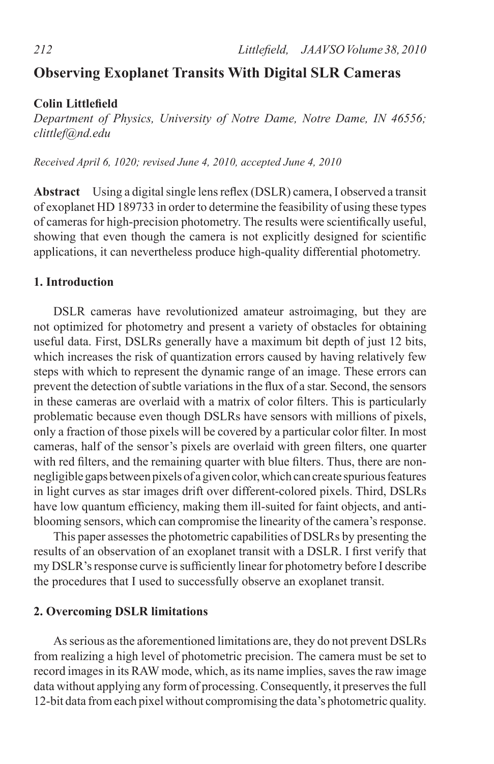# Observing Exoplanet Transits With Digital SLR Cameras

**Colin Littlefield**
*Department of Physics, University of Notre Dame, Notre Dame, IN 46556; clittlef@nd.edu*

*Received April 6, 1020; revised June 4, 2010, accepted June 4, 2010*

**Abstract** Using a digital single lens reflex (DSLR) camera, I observed a transit of exoplanet HD 189733 in order to determine the feasibility of using these types of cameras for high-precision photometry. The results were scientifically useful, showing that even though the camera is not explicitly designed for scientific applications, it can nevertheless produce high-quality differential photometry.

## 1. Introduction

DSLR cameras have revolutionized amateur astroimaging, but they are not optimized for photometry and present a variety of obstacles for obtaining useful data. First, DSLRs generally have a maximum bit depth of just 12 bits, which increases the risk of quantization errors caused by having relatively few steps with which to represent the dynamic range of an image. These errors can prevent the detection of subtle variations in the flux of a star. Second, the sensors in these cameras are overlaid with a matrix of color filters. This is particularly problematic because even though DSLRs have sensors with millions of pixels, only a fraction of those pixels will be covered by a particular color filter. In most cameras, half of the sensor's pixels are overlaid with green filters, one quarter with red filters, and the remaining quarter with blue filters. Thus, there are non-negligible gaps between pixels of a given color, which can create spurious features in light curves as star images drift over different-colored pixels. Third, DSLRs have low quantum efficiency, making them ill-suited for faint objects, and anti-blooming sensors, which can compromise the linearity of the camera's response.

This paper assesses the photometric capabilities of DSLRs by presenting the results of an observation of an exoplanet transit with a DSLR. I first verify that my DSLR's response curve is sufficiently linear for photometry before I describe the procedures that I used to successfully observe an exoplanet transit.

## 2. Overcoming DSLR limitations

As serious as the aforementioned limitations are, they do not prevent DSLRs from realizing a high level of photometric precision. The camera must be set to record images in its RAW mode, which, as its name implies, saves the raw image data without applying any form of processing. Consequently, it preserves the full 12-bit data from each pixel without compromising the data's photometric quality.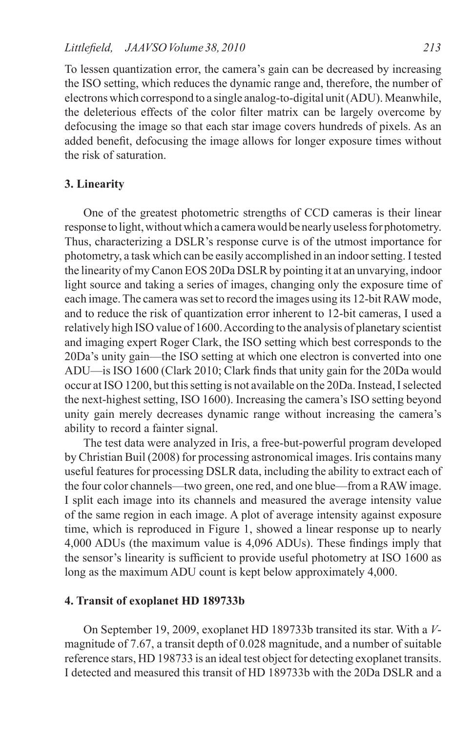To lessen quantization error, the camera's gain can be decreased by increasing the ISO setting, which reduces the dynamic range and, therefore, the number of electrons which correspond to a single analog-to-digital unit (ADU). Meanwhile, the deleterious effects of the color filter matrix can be largely overcome by defocusing the image so that each star image covers hundreds of pixels. As an added benefit, defocusing the image allows for longer exposure times without the risk of saturation.

## 3. Linearity

One of the greatest photometric strengths of CCD cameras is their linear response to light, without which a camera would be nearly useless for photometry. Thus, characterizing a DSLR's response curve is of the utmost importance for photometry, a task which can be easily accomplished in an indoor setting. I tested the linearity of my Canon EOS 20Da DSLR by pointing it at an unvarying, indoor light source and taking a series of images, changing only the exposure time of each image. The camera was set to record the images using its 12-bit RAW mode, and to reduce the risk of quantization error inherent to 12-bit cameras, I used a relatively high ISO value of 1600. According to the analysis of planetary scientist and imaging expert Roger Clark, the ISO setting which best corresponds to the 20Da's unity gain—the ISO setting at which one electron is converted into one ADU—is ISO 1600 (Clark 2010; Clark finds that unity gain for the 20Da would occur at ISO 1200, but this setting is not available on the 20Da. Instead, I selected the next-highest setting, ISO 1600). Increasing the camera's ISO setting beyond unity gain merely decreases dynamic range without increasing the camera's ability to record a fainter signal.

The test data were analyzed in Iris, a free-but-powerful program developed by Christian Buil (2008) for processing astronomical images. Iris contains many useful features for processing DSLR data, including the ability to extract each of the four color channels—two green, one red, and one blue—from a RAW image. I split each image into its channels and measured the average intensity value of the same region in each image. A plot of average intensity against exposure time, which is reproduced in Figure 1, showed a linear response up to nearly 4,000 ADUs (the maximum value is 4,096 ADUs). These findings imply that the sensor's linearity is sufficient to provide useful photometry at ISO 1600 as long as the maximum ADU count is kept below approximately 4,000.

## 4. Transit of exoplanet HD 189733b

On September 19, 2009, exoplanet HD 189733b transited its star. With a *V*-magnitude of 7.67, a transit depth of 0.028 magnitude, and a number of suitable reference stars, HD 198733 is an ideal test object for detecting exoplanet transits. I detected and measured this transit of HD 189733b with the 20Da DSLR and a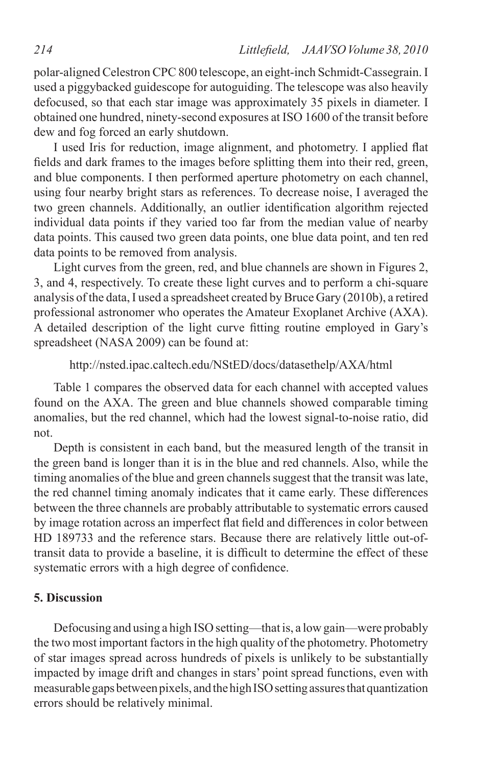polar-aligned Celestron CPC 800 telescope, an eight-inch Schmidt-Cassegrain. I used a piggybacked guidescope for autoguiding. The telescope was also heavily defocused, so that each star image was approximately 35 pixels in diameter. I obtained one hundred, ninety-second exposures at ISO 1600 of the transit before dew and fog forced an early shutdown.

I used Iris for reduction, image alignment, and photometry. I applied flat fields and dark frames to the images before splitting them into their red, green, and blue components. I then performed aperture photometry on each channel, using four nearby bright stars as references. To decrease noise, I averaged the two green channels. Additionally, an outlier identification algorithm rejected individual data points if they varied too far from the median value of nearby data points. This caused two green data points, one blue data point, and ten red data points to be removed from analysis.

Light curves from the green, red, and blue channels are shown in Figures 2, 3, and 4, respectively. To create these light curves and to perform a chi-square analysis of the data, I used a spreadsheet created by Bruce Gary (2010b), a retired professional astronomer who operates the Amateur Exoplanet Archive (AXA). A detailed description of the light curve fitting routine employed in Gary's spreadsheet (NASA 2009) can be found at:

http://nsted.ipac.caltech.edu/NStED/docs/datasethelp/AXA/html

Table 1 compares the observed data for each channel with accepted values found on the AXA. The green and blue channels showed comparable timing anomalies, but the red channel, which had the lowest signal-to-noise ratio, did not.

Depth is consistent in each band, but the measured length of the transit in the green band is longer than it is in the blue and red channels. Also, while the timing anomalies of the blue and green channels suggest that the transit was late, the red channel timing anomaly indicates that it came early. These differences between the three channels are probably attributable to systematic errors caused by image rotation across an imperfect flat field and differences in color between HD 189733 and the reference stars. Because there are relatively little out-of-transit data to provide a baseline, it is difficult to determine the effect of these systematic errors with a high degree of confidence.

## 5. Discussion

Defocusing and using a high ISO setting—that is, a low gain—were probably the two most important factors in the high quality of the photometry. Photometry of star images spread across hundreds of pixels is unlikely to be substantially impacted by image drift and changes in stars' point spread functions, even with measurable gaps between pixels, and the high ISO setting assures that quantization errors should be relatively minimal.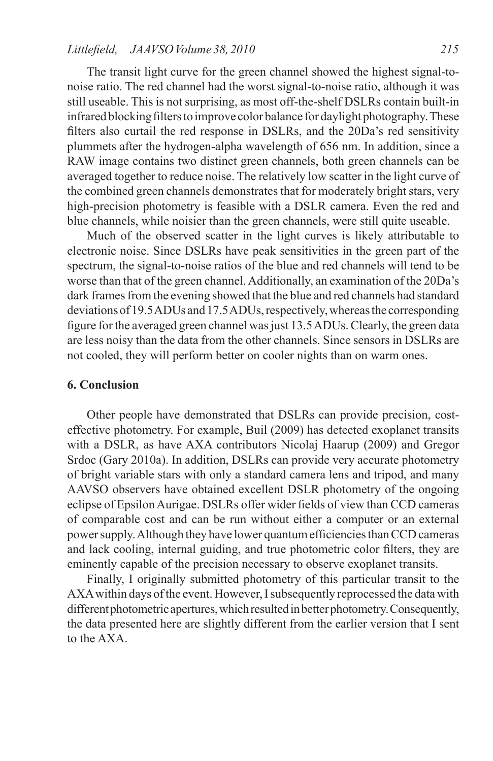The transit light curve for the green channel showed the highest signal-to-noise ratio. The red channel had the worst signal-to-noise ratio, although it was still useable. This is not surprising, as most off-the-shelf DSLRs contain built-in infrared blocking filters to improve color balance for daylight photography. These filters also curtail the red response in DSLRs, and the 20Da's red sensitivity plummets after the hydrogen-alpha wavelength of 656 nm. In addition, since a RAW image contains two distinct green channels, both green channels can be averaged together to reduce noise. The relatively low scatter in the light curve of the combined green channels demonstrates that for moderately bright stars, very high-precision photometry is feasible with a DSLR camera. Even the red and blue channels, while noisier than the green channels, were still quite useable.

Much of the observed scatter in the light curves is likely attributable to electronic noise. Since DSLRs have peak sensitivities in the green part of the spectrum, the signal-to-noise ratios of the blue and red channels will tend to be worse than that of the green channel. Additionally, an examination of the 20Da's dark frames from the evening showed that the blue and red channels had standard deviations of 19.5 ADUs and 17.5 ADUs, respectively, whereas the corresponding figure for the averaged green channel was just 13.5 ADUs. Clearly, the green data are less noisy than the data from the other channels. Since sensors in DSLRs are not cooled, they will perform better on cooler nights than on warm ones.

## 6. Conclusion

Other people have demonstrated that DSLRs can provide precision, cost-effective photometry. For example, Buil (2009) has detected exoplanet transits with a DSLR, as have AXA contributors Nicolaj Haarup (2009) and Gregor Srdoc (Gary 2010a). In addition, DSLRs can provide very accurate photometry of bright variable stars with only a standard camera lens and tripod, and many AAVSO observers have obtained excellent DSLR photometry of the ongoing eclipse of Epsilon Aurigae. DSLRs offer wider fields of view than CCD cameras of comparable cost and can be run without either a computer or an external power supply. Although they have lower quantum efficiencies than CCD cameras and lack cooling, internal guiding, and true photometric color filters, they are eminently capable of the precision necessary to observe exoplanet transits.

Finally, I originally submitted photometry of this particular transit to the AXA within days of the event. However, I subsequently reprocessed the data with different photometric apertures, which resulted in better photometry. Consequently, the data presented here are slightly different from the earlier version that I sent to the AXA.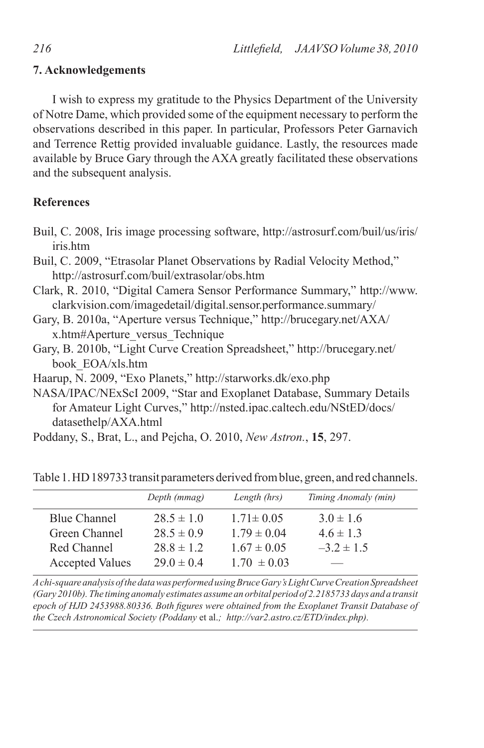## 7. Acknowledgements

I wish to express my gratitude to the Physics Department of the University of Notre Dame, which provided some of the equipment necessary to perform the observations described in this paper. In particular, Professors Peter Garnavich and Terrence Rettig provided invaluable guidance. Lastly, the resources made available by Bruce Gary through the AXA greatly facilitated these observations and the subsequent analysis.

## References

Buil, C. 2008, Iris image processing software, http://astrosurf.com/buil/us/iris/iris.htm

Buil, C. 2009, "Etrasolar Planet Observations by Radial Velocity Method," http://astrosurf.com/buil/extrasolar/obs.htm

Clark, R. 2010, "Digital Camera Sensor Performance Summary," http://www.clarkvision.com/imagedetail/digital.sensor.performance.summary/

Gary, B. 2010a, "Aperture versus Technique," http://brucegary.net/AXA/x.htm#Aperture_versus_Technique

Gary, B. 2010b, "Light Curve Creation Spreadsheet," http://brucegary.net/book_EOA/xls.htm

Haarup, N. 2009, "Exo Planets," http://starworks.dk/exo.php

NASA/IPAC/NExScI 2009, "Star and Exoplanet Database, Summary Details for Amateur Light Curves," http://nsted.ipac.caltech.edu/NStED/docs/datasethelp/AXA.html

Poddany, S., Brat, L., and Pejcha, O. 2010, *New Astron.*, **15**, 297.

Table 1. HD 189733 transit parameters derived from blue, green, and red channels.

| | *Depth (mmag)* | *Length (hrs)* | *Timing Anomaly (min)* |
|---|---|---|---|
| Blue Channel | $28.5 \pm 1.0$ | $1.71 \pm 0.05$ | $3.0 \pm 1.6$ |
| Green Channel | $28.5 \pm 0.9$ | $1.79 \pm 0.04$ | $4.6 \pm 1.3$ |
| Red Channel | $28.8 \pm 1.2$ | $1.67 \pm 0.05$ | $-3.2 \pm 1.5$ |
| Accepted Values | $29.0 \pm 0.4$ | $1.70 \pm 0.03$ | — |

*A chi-square analysis of the data was performed using Bruce Gary's Light Curve Creation Spreadsheet (Gary 2010b). The timing anomaly estimates assume an orbital period of 2.2185733 days and a transit epoch of HJD 2453988.80336. Both figures were obtained from the Exoplanet Transit Database of the Czech Astronomical Society (Poddany* et al.*; http://var2.astro.cz/ETD/index.php).*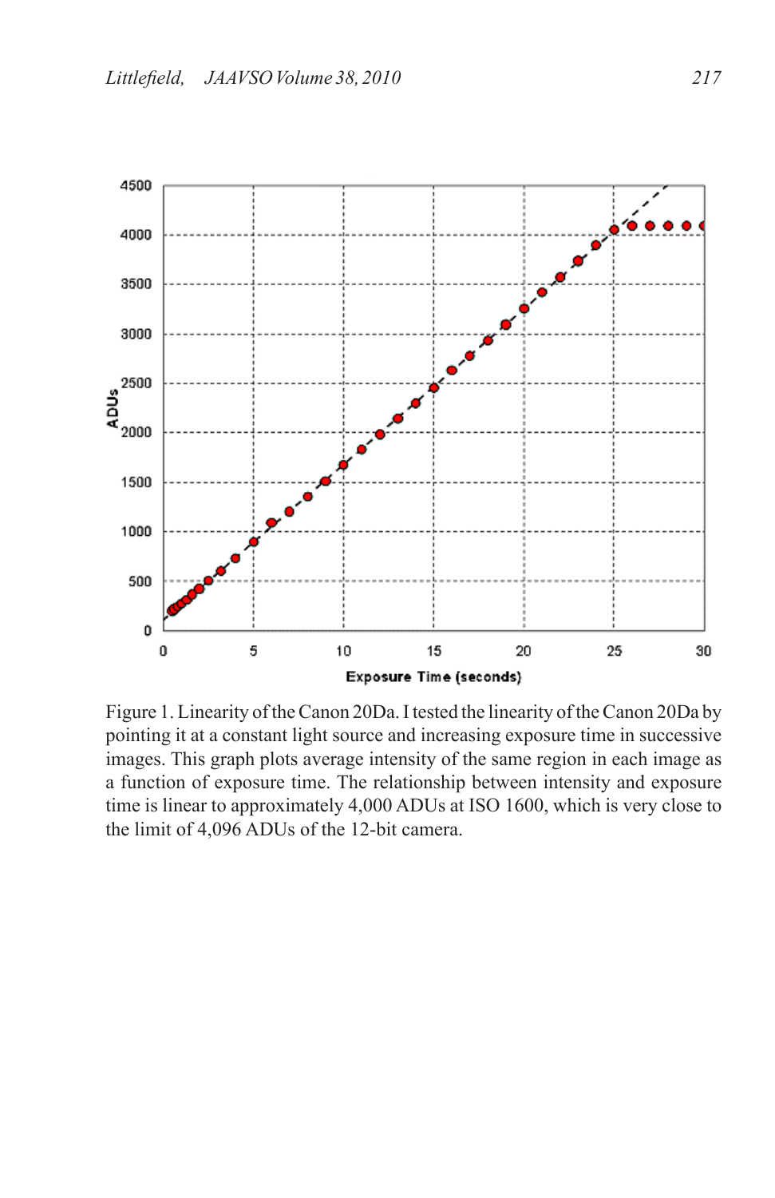Figure 1. Linearity of the Canon 20Da. I tested the linearity of the Canon 20Da by pointing it at a constant light source and increasing exposure time in successive images. This graph plots average intensity of the same region in each image as a function of exposure time. The relationship between intensity and exposure time is linear to approximately 4,000 ADUs at ISO 1600, which is very close to the limit of 4,096 ADUs of the 12-bit camera.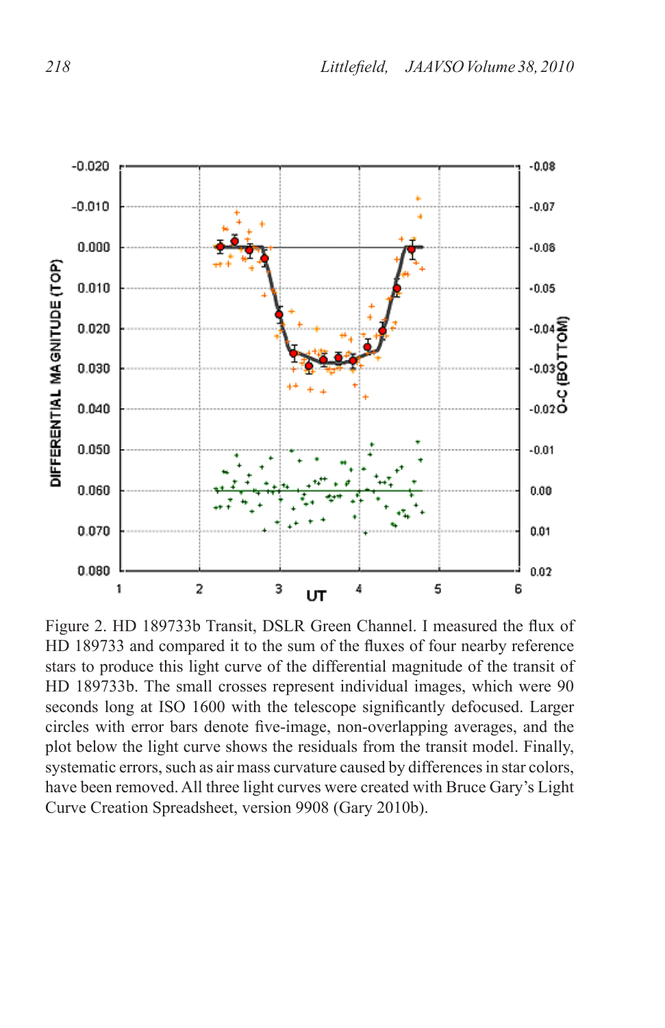Figure 2. HD 189733b Transit, DSLR Green Channel. I measured the flux of HD 189733 and compared it to the sum of the fluxes of four nearby reference stars to produce this light curve of the differential magnitude of the transit of HD 189733b. The small crosses represent individual images, which were 90 seconds long at ISO 1600 with the telescope significantly defocused. Larger circles with error bars denote five-image, non-overlapping averages, and the plot below the light curve shows the residuals from the transit model. Finally, systematic errors, such as air mass curvature caused by differences in star colors, have been removed. All three light curves were created with Bruce Gary's Light Curve Creation Spreadsheet, version 9908 (Gary 2010b).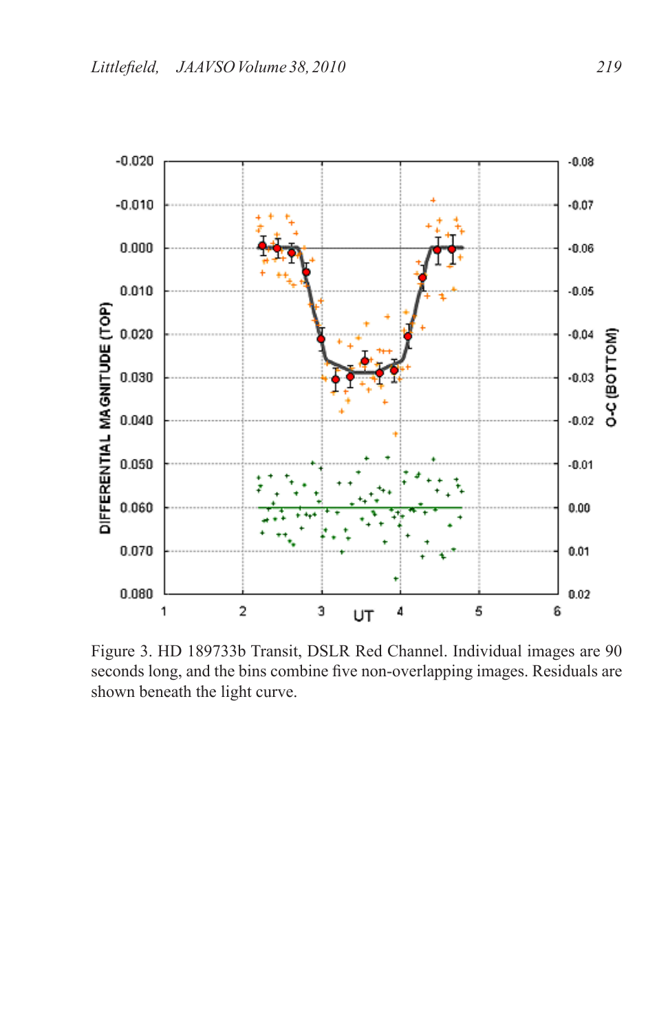Figure 3. HD 189733b Transit, DSLR Red Channel. Individual images are 90 seconds long, and the bins combine five non-overlapping images. Residuals are shown beneath the light curve.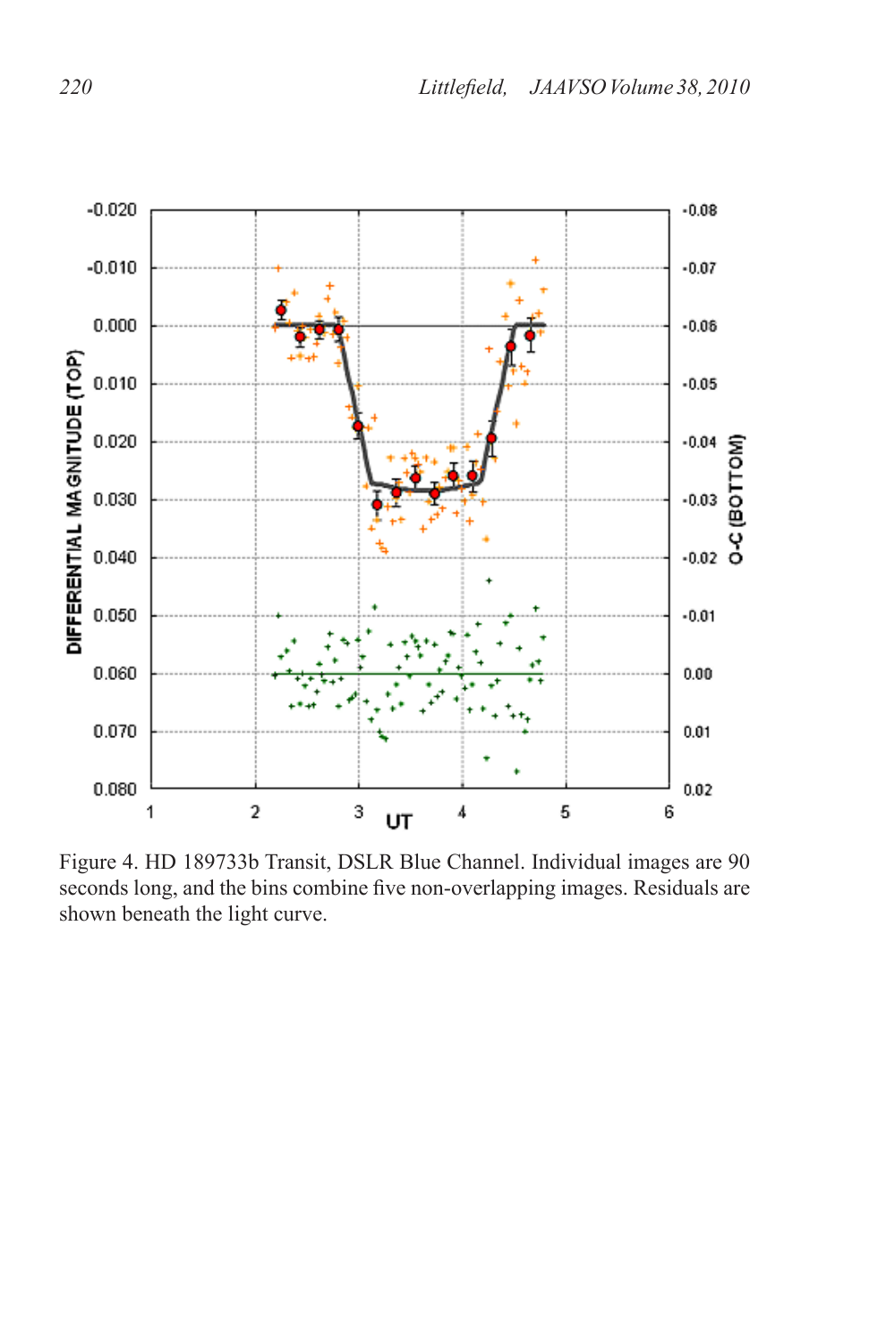DIFFERENTIAL MAGNITUDE (TOP)

O-C (BOTTOM)

-0.020
-0.010
0.000
0.010
0.020
0.030
0.040
0.050
0.060
0.070
0.080

-0.08
-0.07
-0.06
-0.05
-0.04
-0.03
-0.02
-0.01
0.00
0.01
0.02

1 2 3 UT 4 5 6

Figure 4. HD 189733b Transit, DSLR Blue Channel. Individual images are 90 seconds long, and the bins combine five non-overlapping images. Residuals are shown beneath the light curve.